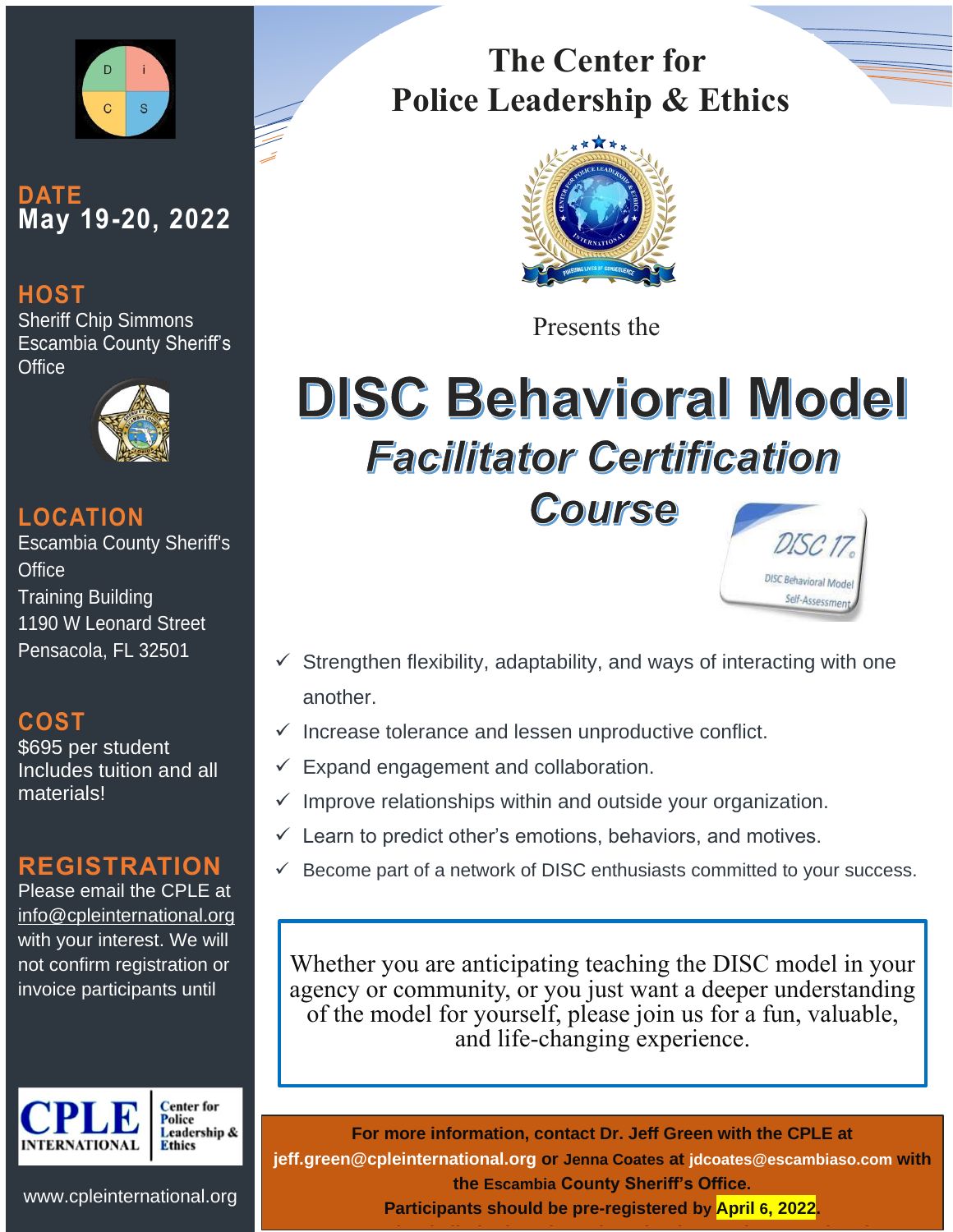# The Center for Police Leadership & Ethics

Presents the

# DISC Behavioral Model

## *Facilitator Certification Course*

DISC 17©

DISC Behavioral Model Self-Assessment

- ✓ Strengthen flexibility, adaptability, and ways of interacting with one another.
- ✓ Increase tolerance and lessen unproductive conflict.
- ✓ Expand engagement and collaboration.
- ✓ Improve relationships within and outside your organization.
- ✓ Learn to predict other's emotions, behaviors, and motives.
- ✓ Become part of a network of DISC enthusiasts committed to your success.

Whether you are anticipating teaching the DISC model in your agency or community, or you just want a deeper understanding of the model for yourself, please join us for a fun, valuable, and life-changing experience.

**For more information, contact Dr. Jeff Green with the CPLE at jeff.green@cpleinternational.org or Jenna Coates at jdcoates@escambiaso.com with the Escambia County Sheriff's Office.**

**Participants should be pre-registered by April 6, 2022.**

## DATE

**May 19-20, 2022**

## HOST

Sheriff Chip Simmons
Escambia County Sheriff's Office

## LOCATION

Escambia County Sheriff's Office
Training Building
1190 W Leonard Street
Pensacola, FL 32501

## COST

$695 per student
Includes tuition and all materials!

## REGISTRATION

Please email the CPLE at info@cpleinternational.org with your interest. We will not confirm registration or invoice participants until

CPLE INTERNATIONAL — Center for Police Leadership & Ethics

www.cpleinternational.org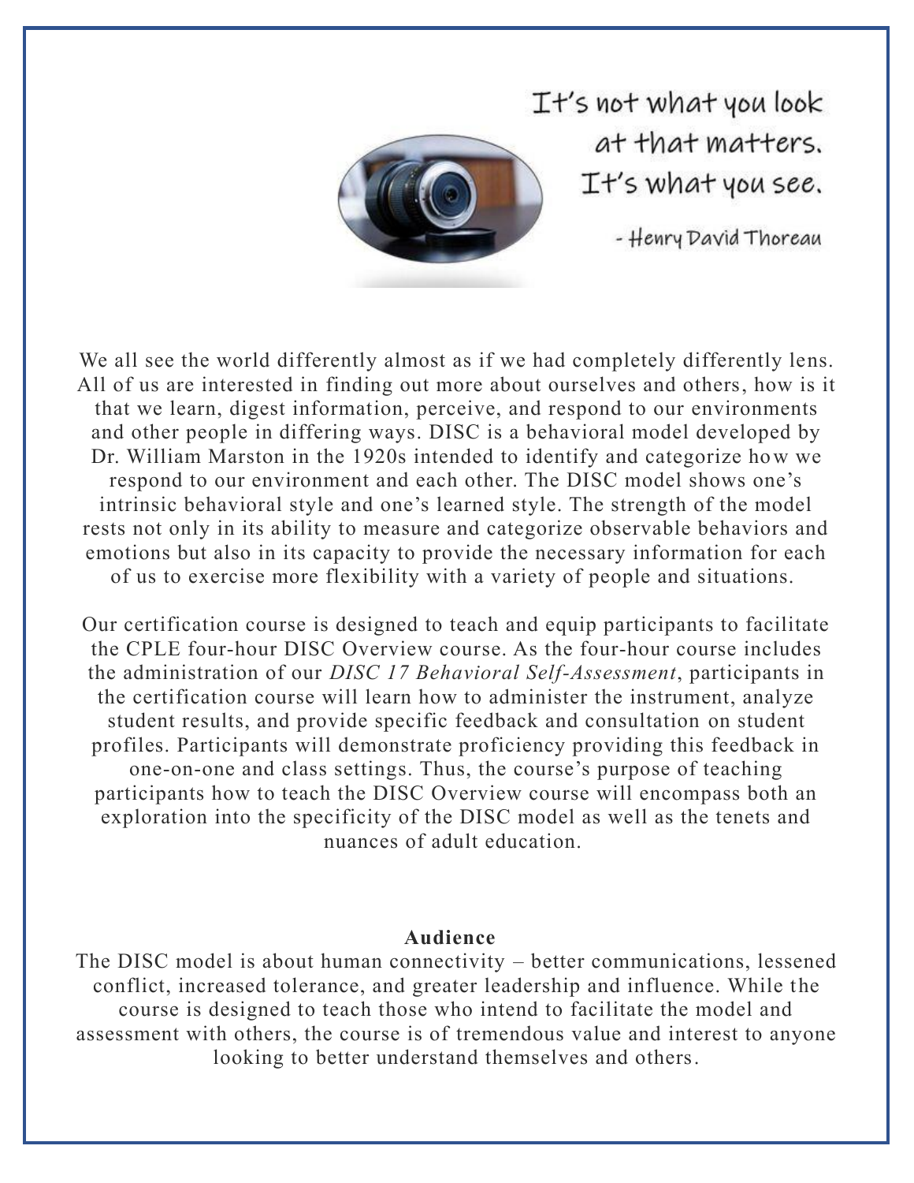It's not what you look at that matters. It's what you see.

- Henry David Thoreau

We all see the world differently almost as if we had completely differently lens. All of us are interested in finding out more about ourselves and others, how is it that we learn, digest information, perceive, and respond to our environments and other people in differing ways. DISC is a behavioral model developed by Dr. William Marston in the 1920s intended to identify and categorize how we respond to our environment and each other. The DISC model shows one's intrinsic behavioral style and one's learned style. The strength of the model rests not only in its ability to measure and categorize observable behaviors and emotions but also in its capacity to provide the necessary information for each of us to exercise more flexibility with a variety of people and situations.

Our certification course is designed to teach and equip participants to facilitate the CPLE four-hour DISC Overview course. As the four-hour course includes the administration of our *DISC 17 Behavioral Self-Assessment*, participants in the certification course will learn how to administer the instrument, analyze student results, and provide specific feedback and consultation on student profiles. Participants will demonstrate proficiency providing this feedback in one-on-one and class settings. Thus, the course's purpose of teaching participants how to teach the DISC Overview course will encompass both an exploration into the specificity of the DISC model as well as the tenets and nuances of adult education.

**Audience**

The DISC model is about human connectivity – better communications, lessened conflict, increased tolerance, and greater leadership and influence. While the course is designed to teach those who intend to facilitate the model and assessment with others, the course is of tremendous value and interest to anyone looking to better understand themselves and others.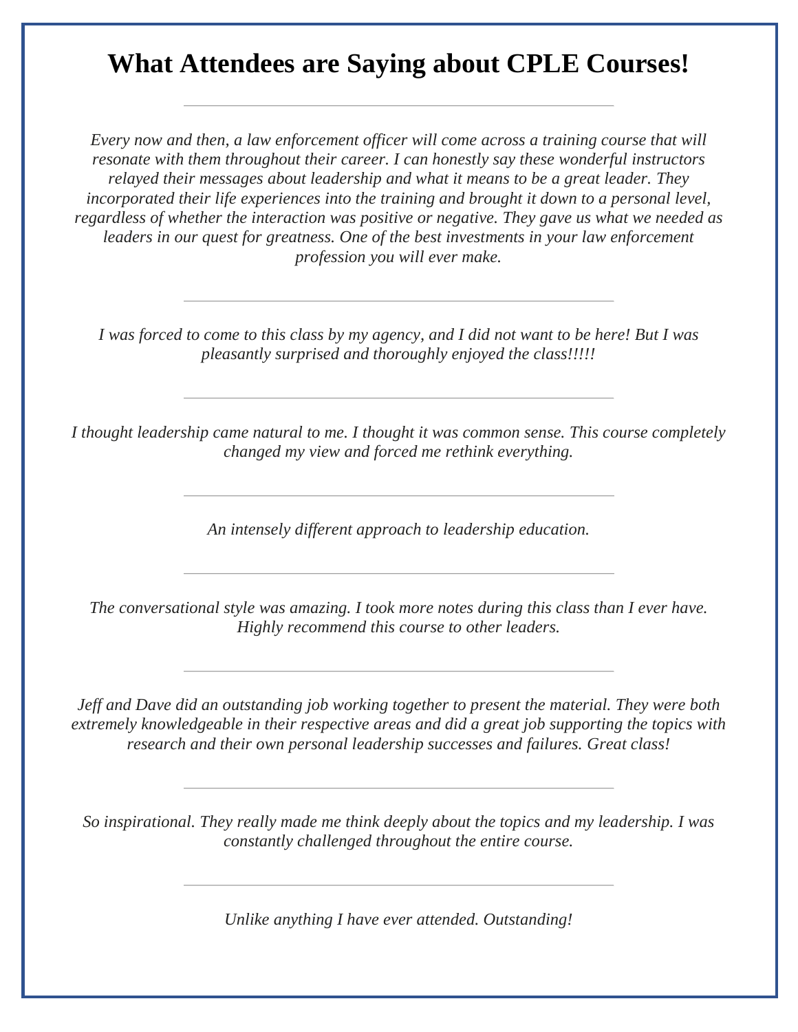# What Attendees are Saying about CPLE Courses!

---

*Every now and then, a law enforcement officer will come across a training course that will resonate with them throughout their career. I can honestly say these wonderful instructors relayed their messages about leadership and what it means to be a great leader. They incorporated their life experiences into the training and brought it down to a personal level, regardless of whether the interaction was positive or negative. They gave us what we needed as leaders in our quest for greatness. One of the best investments in your law enforcement profession you will ever make.*

---

*I was forced to come to this class by my agency, and I did not want to be here! But I was pleasantly surprised and thoroughly enjoyed the class!!!!!*

---

*I thought leadership came natural to me. I thought it was common sense. This course completely changed my view and forced me rethink everything.*

---

*An intensely different approach to leadership education.*

---

*The conversational style was amazing. I took more notes during this class than I ever have. Highly recommend this course to other leaders.*

---

*Jeff and Dave did an outstanding job working together to present the material. They were both extremely knowledgeable in their respective areas and did a great job supporting the topics with research and their own personal leadership successes and failures. Great class!*

---

*So inspirational. They really made me think deeply about the topics and my leadership. I was constantly challenged throughout the entire course.*

---

*Unlike anything I have ever attended. Outstanding!*